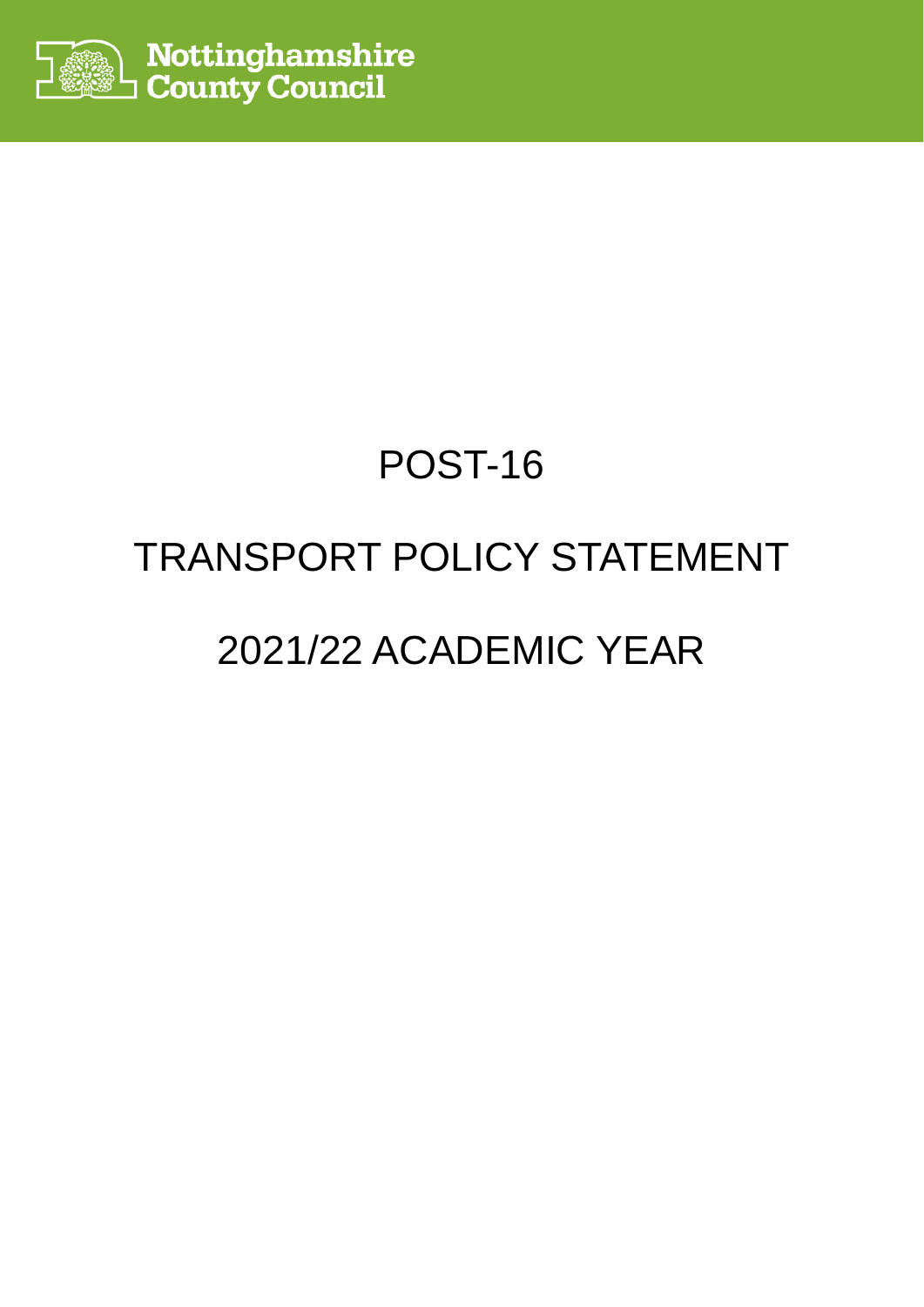Nottinghamshire County Council

# POST-16

# TRANSPORT POLICY STATEMENT

# 2021/22 ACADEMIC YEAR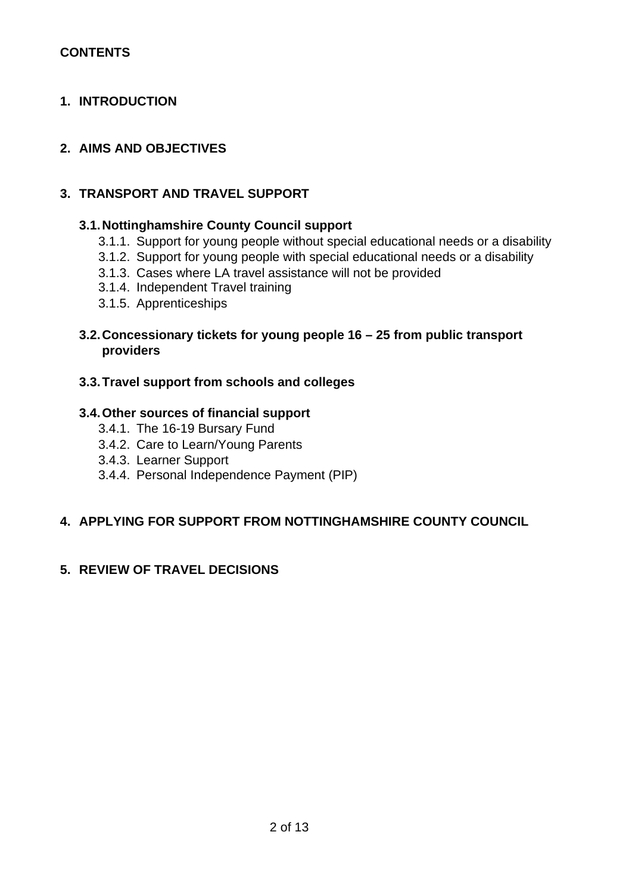**CONTENTS**

**1. INTRODUCTION**

**2. AIMS AND OBJECTIVES**

**3. TRANSPORT AND TRAVEL SUPPORT**

**3.1. Nottinghamshire County Council support**

- 3.1.1. Support for young people without special educational needs or a disability
- 3.1.2. Support for young people with special educational needs or a disability
- 3.1.3. Cases where LA travel assistance will not be provided
- 3.1.4. Independent Travel training
- 3.1.5. Apprenticeships

**3.2. Concessionary tickets for young people 16 – 25 from public transport providers**

**3.3. Travel support from schools and colleges**

**3.4. Other sources of financial support**

- 3.4.1. The 16-19 Bursary Fund
- 3.4.2. Care to Learn/Young Parents
- 3.4.3. Learner Support
- 3.4.4. Personal Independence Payment (PIP)

**4. APPLYING FOR SUPPORT FROM NOTTINGHAMSHIRE COUNTY COUNCIL**

**5. REVIEW OF TRAVEL DECISIONS**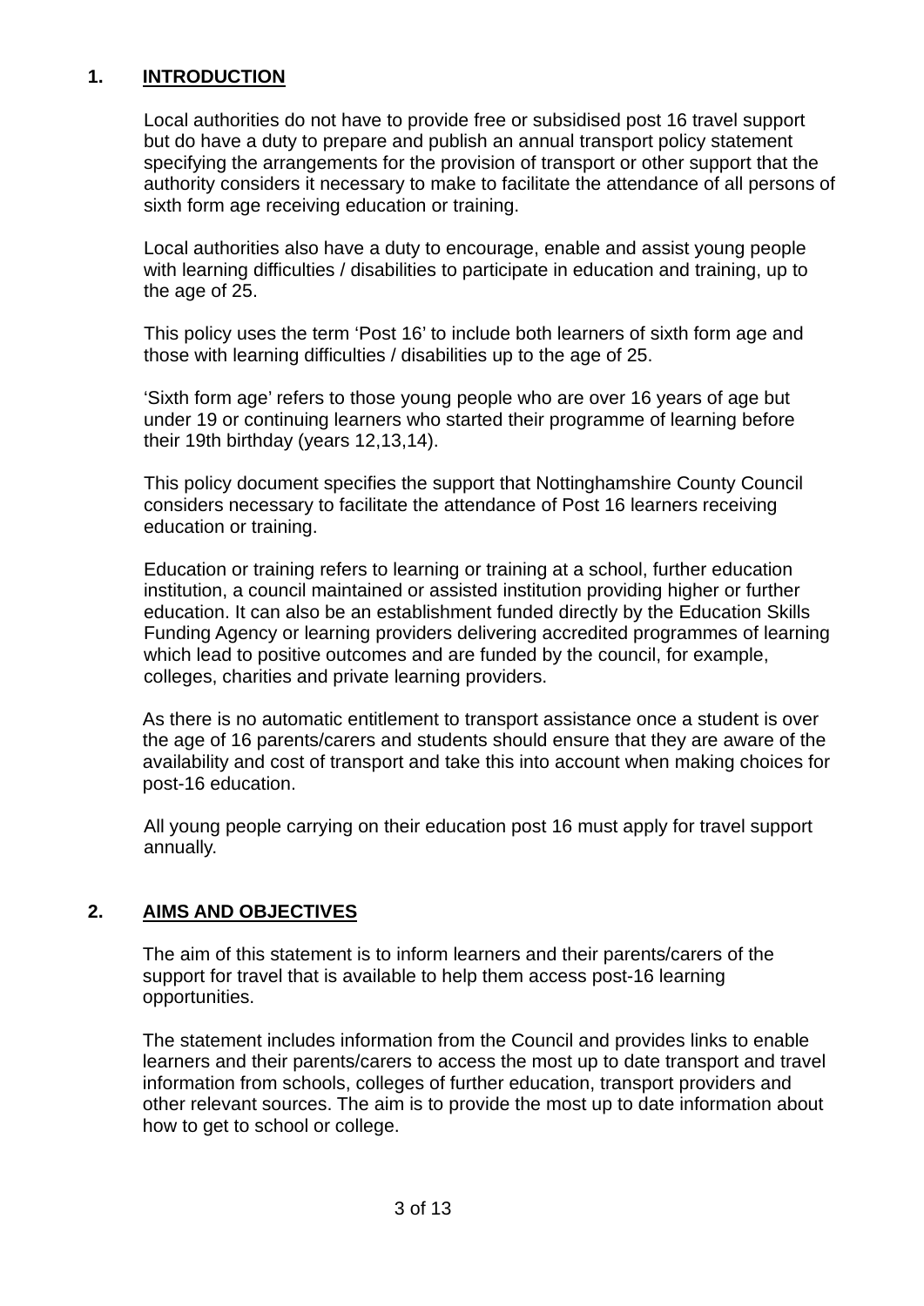## 1. **INTRODUCTION**

Local authorities do not have to provide free or subsidised post 16 travel support but do have a duty to prepare and publish an annual transport policy statement specifying the arrangements for the provision of transport or other support that the authority considers it necessary to make to facilitate the attendance of all persons of sixth form age receiving education or training.

Local authorities also have a duty to encourage, enable and assist young people with learning difficulties / disabilities to participate in education and training, up to the age of 25.

This policy uses the term 'Post 16' to include both learners of sixth form age and those with learning difficulties / disabilities up to the age of 25.

'Sixth form age' refers to those young people who are over 16 years of age but under 19 or continuing learners who started their programme of learning before their 19th birthday (years 12,13,14).

This policy document specifies the support that Nottinghamshire County Council considers necessary to facilitate the attendance of Post 16 learners receiving education or training.

Education or training refers to learning or training at a school, further education institution, a council maintained or assisted institution providing higher or further education. It can also be an establishment funded directly by the Education Skills Funding Agency or learning providers delivering accredited programmes of learning which lead to positive outcomes and are funded by the council, for example, colleges, charities and private learning providers.

As there is no automatic entitlement to transport assistance once a student is over the age of 16 parents/carers and students should ensure that they are aware of the availability and cost of transport and take this into account when making choices for post-16 education.

All young people carrying on their education post 16 must apply for travel support annually.

## 2. **AIMS AND OBJECTIVES**

The aim of this statement is to inform learners and their parents/carers of the support for travel that is available to help them access post-16 learning opportunities.

The statement includes information from the Council and provides links to enable learners and their parents/carers to access the most up to date transport and travel information from schools, colleges of further education, transport providers and other relevant sources. The aim is to provide the most up to date information about how to get to school or college.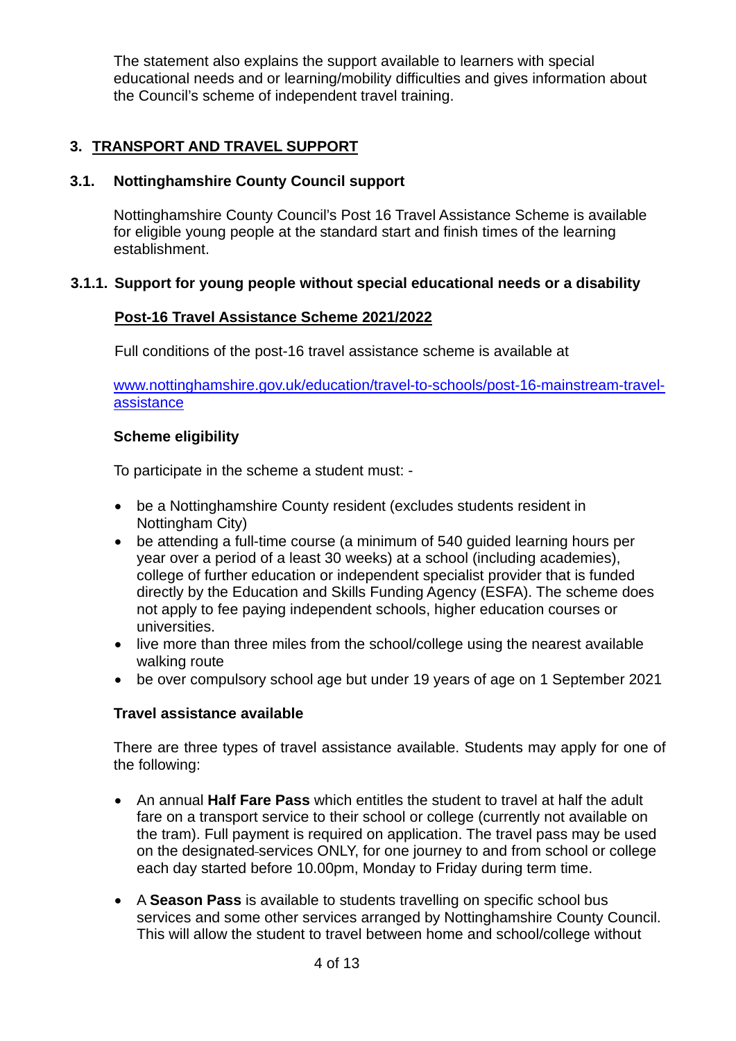The statement also explains the support available to learners with special educational needs and or learning/mobility difficulties and gives information about the Council's scheme of independent travel training.

## 3. TRANSPORT AND TRAVEL SUPPORT

### 3.1. Nottinghamshire County Council support

Nottinghamshire County Council's Post 16 Travel Assistance Scheme is available for eligible young people at the standard start and finish times of the learning establishment.

#### 3.1.1. Support for young people without special educational needs or a disability

**Post-16 Travel Assistance Scheme 2021/2022**

Full conditions of the post-16 travel assistance scheme is available at

[www.nottinghamshire.gov.uk/education/travel-to-schools/post-16-mainstream-travel-assistance](http://www.nottinghamshire.gov.uk/education/travel-to-schools/post-16-mainstream-travel-assistance)

**Scheme eligibility**

To participate in the scheme a student must: -

- be a Nottinghamshire County resident (excludes students resident in Nottingham City)
- be attending a full-time course (a minimum of 540 guided learning hours per year over a period of a least 30 weeks) at a school (including academies), college of further education or independent specialist provider that is funded directly by the Education and Skills Funding Agency (ESFA). The scheme does not apply to fee paying independent schools, higher education courses or universities.
- live more than three miles from the school/college using the nearest available walking route
- be over compulsory school age but under 19 years of age on 1 September 2021

**Travel assistance available**

There are three types of travel assistance available. Students may apply for one of the following:

- An annual **Half Fare Pass** which entitles the student to travel at half the adult fare on a transport service to their school or college (currently not available on the tram). Full payment is required on application. The travel pass may be used on the designated services ONLY, for one journey to and from school or college each day started before 10.00pm, Monday to Friday during term time.
- A **Season Pass** is available to students travelling on specific school bus services and some other services arranged by Nottinghamshire County Council. This will allow the student to travel between home and school/college without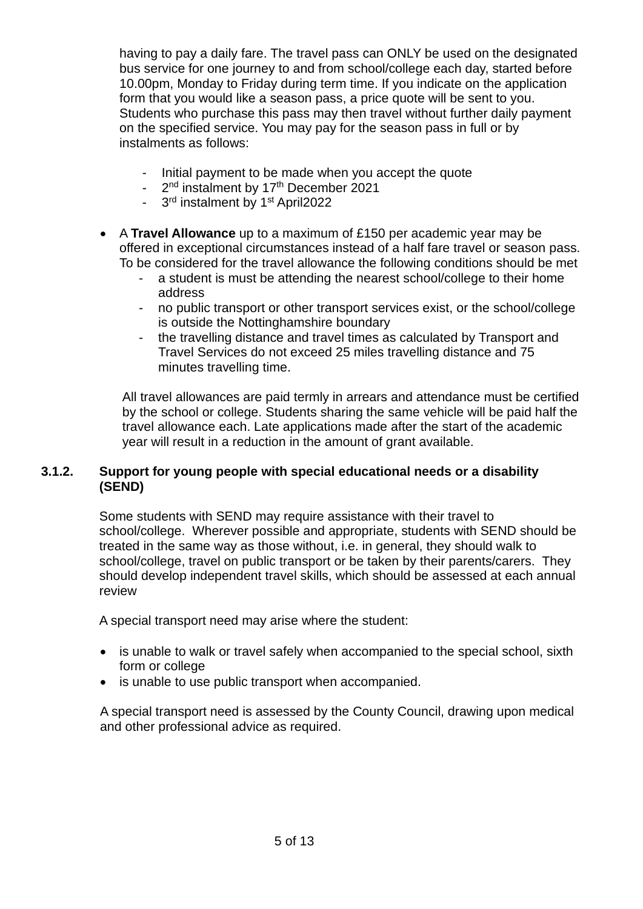having to pay a daily fare. The travel pass can ONLY be used on the designated bus service for one journey to and from school/college each day, started before 10.00pm, Monday to Friday during term time. If you indicate on the application form that you would like a season pass, a price quote will be sent to you. Students who purchase this pass may then travel without further daily payment on the specified service. You may pay for the season pass in full or by instalments as follows:

- Initial payment to be made when you accept the quote
- 2nd instalment by 17th December 2021
- 3rd instalment by 1st April2022

- A **Travel Allowance** up to a maximum of £150 per academic year may be offered in exceptional circumstances instead of a half fare travel or season pass. To be considered for the travel allowance the following conditions should be met
  - a student is must be attending the nearest school/college to their home address
  - no public transport or other transport services exist, or the school/college is outside the Nottinghamshire boundary
  - the travelling distance and travel times as calculated by Transport and Travel Services do not exceed 25 miles travelling distance and 75 minutes travelling time.

  All travel allowances are paid termly in arrears and attendance must be certified by the school or college. Students sharing the same vehicle will be paid half the travel allowance each. Late applications made after the start of the academic year will result in a reduction in the amount of grant available.

### 3.1.2. Support for young people with special educational needs or a disability (SEND)

Some students with SEND may require assistance with their travel to school/college. Wherever possible and appropriate, students with SEND should be treated in the same way as those without, i.e. in general, they should walk to school/college, travel on public transport or be taken by their parents/carers. They should develop independent travel skills, which should be assessed at each annual review

A special transport need may arise where the student:

- is unable to walk or travel safely when accompanied to the special school, sixth form or college
- is unable to use public transport when accompanied.

A special transport need is assessed by the County Council, drawing upon medical and other professional advice as required.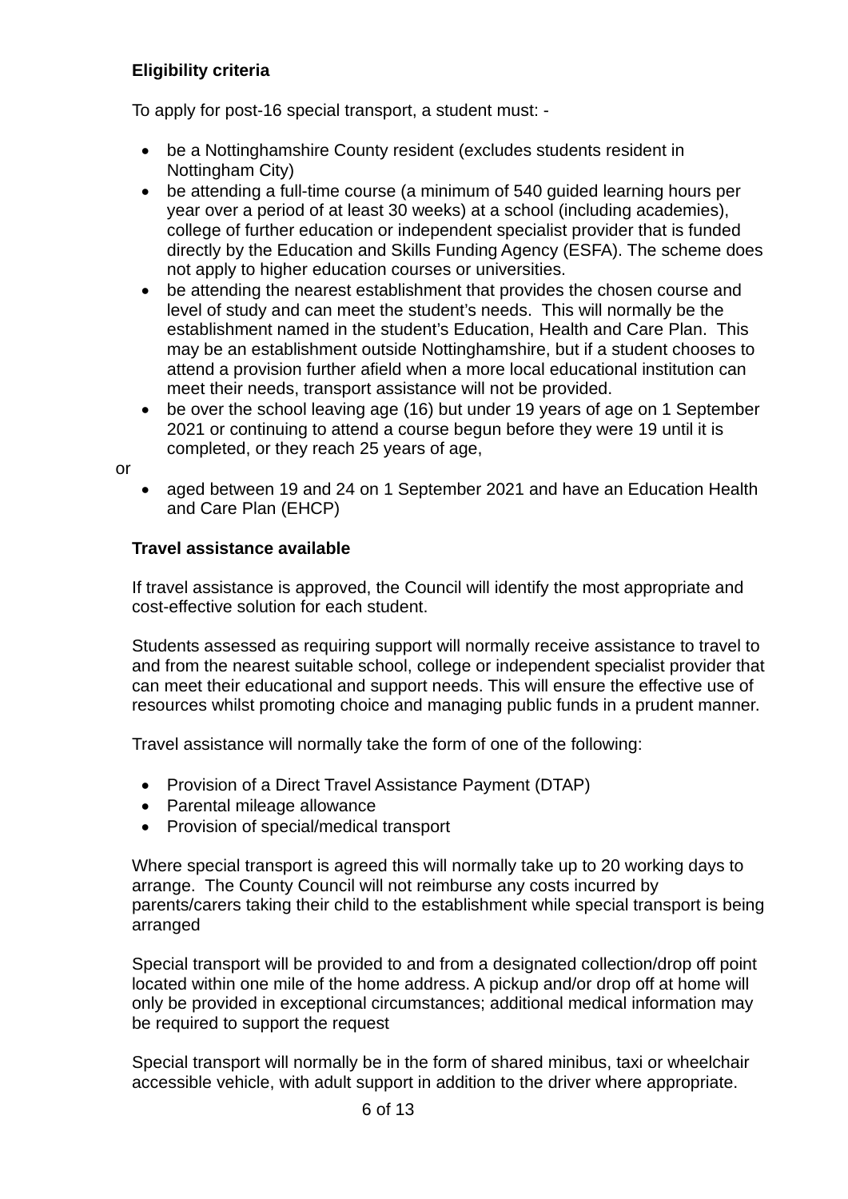**Eligibility criteria**

To apply for post-16 special transport, a student must: -

- be a Nottinghamshire County resident (excludes students resident in Nottingham City)
- be attending a full-time course (a minimum of 540 guided learning hours per year over a period of at least 30 weeks) at a school (including academies), college of further education or independent specialist provider that is funded directly by the Education and Skills Funding Agency (ESFA). The scheme does not apply to higher education courses or universities.
- be attending the nearest establishment that provides the chosen course and level of study and can meet the student's needs. This will normally be the establishment named in the student's Education, Health and Care Plan. This may be an establishment outside Nottinghamshire, but if a student chooses to attend a provision further afield when a more local educational institution can meet their needs, transport assistance will not be provided.
- be over the school leaving age (16) but under 19 years of age on 1 September 2021 or continuing to attend a course begun before they were 19 until it is completed, or they reach 25 years of age,

or

- aged between 19 and 24 on 1 September 2021 and have an Education Health and Care Plan (EHCP)

**Travel assistance available**

If travel assistance is approved, the Council will identify the most appropriate and cost-effective solution for each student.

Students assessed as requiring support will normally receive assistance to travel to and from the nearest suitable school, college or independent specialist provider that can meet their educational and support needs. This will ensure the effective use of resources whilst promoting choice and managing public funds in a prudent manner.

Travel assistance will normally take the form of one of the following:

- Provision of a Direct Travel Assistance Payment (DTAP)
- Parental mileage allowance
- Provision of special/medical transport

Where special transport is agreed this will normally take up to 20 working days to arrange. The County Council will not reimburse any costs incurred by parents/carers taking their child to the establishment while special transport is being arranged

Special transport will be provided to and from a designated collection/drop off point located within one mile of the home address. A pickup and/or drop off at home will only be provided in exceptional circumstances; additional medical information may be required to support the request

Special transport will normally be in the form of shared minibus, taxi or wheelchair accessible vehicle, with adult support in addition to the driver where appropriate.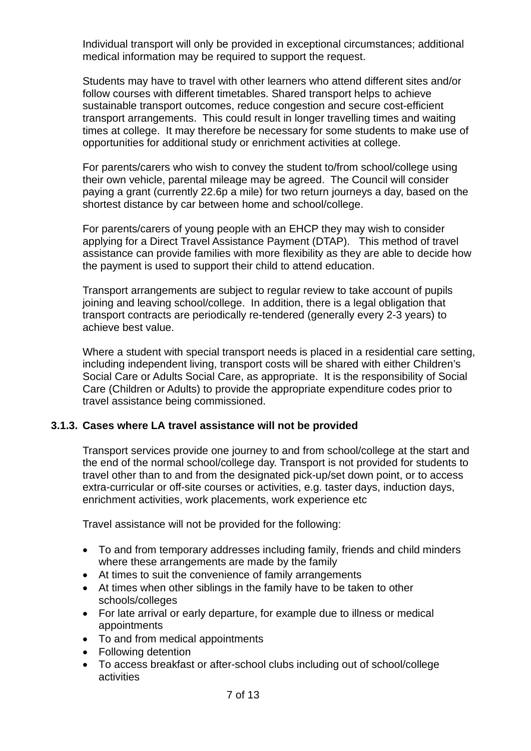Individual transport will only be provided in exceptional circumstances; additional medical information may be required to support the request.

Students may have to travel with other learners who attend different sites and/or follow courses with different timetables. Shared transport helps to achieve sustainable transport outcomes, reduce congestion and secure cost-efficient transport arrangements. This could result in longer travelling times and waiting times at college. It may therefore be necessary for some students to make use of opportunities for additional study or enrichment activities at college.

For parents/carers who wish to convey the student to/from school/college using their own vehicle, parental mileage may be agreed. The Council will consider paying a grant (currently 22.6p a mile) for two return journeys a day, based on the shortest distance by car between home and school/college.

For parents/carers of young people with an EHCP they may wish to consider applying for a Direct Travel Assistance Payment (DTAP). This method of travel assistance can provide families with more flexibility as they are able to decide how the payment is used to support their child to attend education.

Transport arrangements are subject to regular review to take account of pupils joining and leaving school/college. In addition, there is a legal obligation that transport contracts are periodically re-tendered (generally every 2-3 years) to achieve best value.

Where a student with special transport needs is placed in a residential care setting, including independent living, transport costs will be shared with either Children's Social Care or Adults Social Care, as appropriate. It is the responsibility of Social Care (Children or Adults) to provide the appropriate expenditure codes prior to travel assistance being commissioned.

### 3.1.3. Cases where LA travel assistance will not be provided

Transport services provide one journey to and from school/college at the start and the end of the normal school/college day. Transport is not provided for students to travel other than to and from the designated pick-up/set down point, or to access extra-curricular or off-site courses or activities, e.g. taster days, induction days, enrichment activities, work placements, work experience etc

Travel assistance will not be provided for the following:

- To and from temporary addresses including family, friends and child minders where these arrangements are made by the family
- At times to suit the convenience of family arrangements
- At times when other siblings in the family have to be taken to other schools/colleges
- For late arrival or early departure, for example due to illness or medical appointments
- To and from medical appointments
- Following detention
- To access breakfast or after-school clubs including out of school/college activities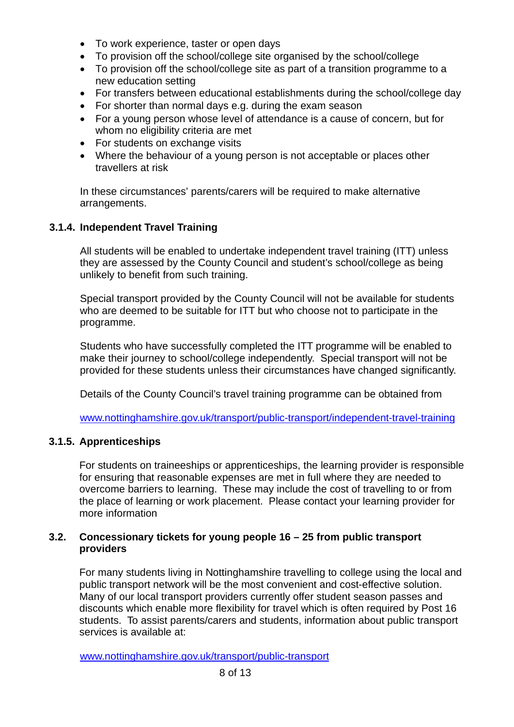- To work experience, taster or open days
- To provision off the school/college site organised by the school/college
- To provision off the school/college site as part of a transition programme to a new education setting
- For transfers between educational establishments during the school/college day
- For shorter than normal days e.g. during the exam season
- For a young person whose level of attendance is a cause of concern, but for whom no eligibility criteria are met
- For students on exchange visits
- Where the behaviour of a young person is not acceptable or places other travellers at risk

In these circumstances' parents/carers will be required to make alternative arrangements.

### 3.1.4. Independent Travel Training

All students will be enabled to undertake independent travel training (ITT) unless they are assessed by the County Council and student's school/college as being unlikely to benefit from such training.

Special transport provided by the County Council will not be available for students who are deemed to be suitable for ITT but who choose not to participate in the programme.

Students who have successfully completed the ITT programme will be enabled to make their journey to school/college independently. Special transport will not be provided for these students unless their circumstances have changed significantly.

Details of the County Council's travel training programme can be obtained from

[www.nottinghamshire.gov.uk/transport/public-transport/independent-travel-training](www.nottinghamshire.gov.uk/transport/public-transport/independent-travel-training)

### 3.1.5. Apprenticeships

For students on traineeships or apprenticeships, the learning provider is responsible for ensuring that reasonable expenses are met in full where they are needed to overcome barriers to learning. These may include the cost of travelling to or from the place of learning or work placement. Please contact your learning provider for more information

## 3.2. Concessionary tickets for young people 16 – 25 from public transport providers

For many students living in Nottinghamshire travelling to college using the local and public transport network will be the most convenient and cost-effective solution. Many of our local transport providers currently offer student season passes and discounts which enable more flexibility for travel which is often required by Post 16 students. To assist parents/carers and students, information about public transport services is available at:

[www.nottinghamshire.gov.uk/transport/public-transport](www.nottinghamshire.gov.uk/transport/public-transport)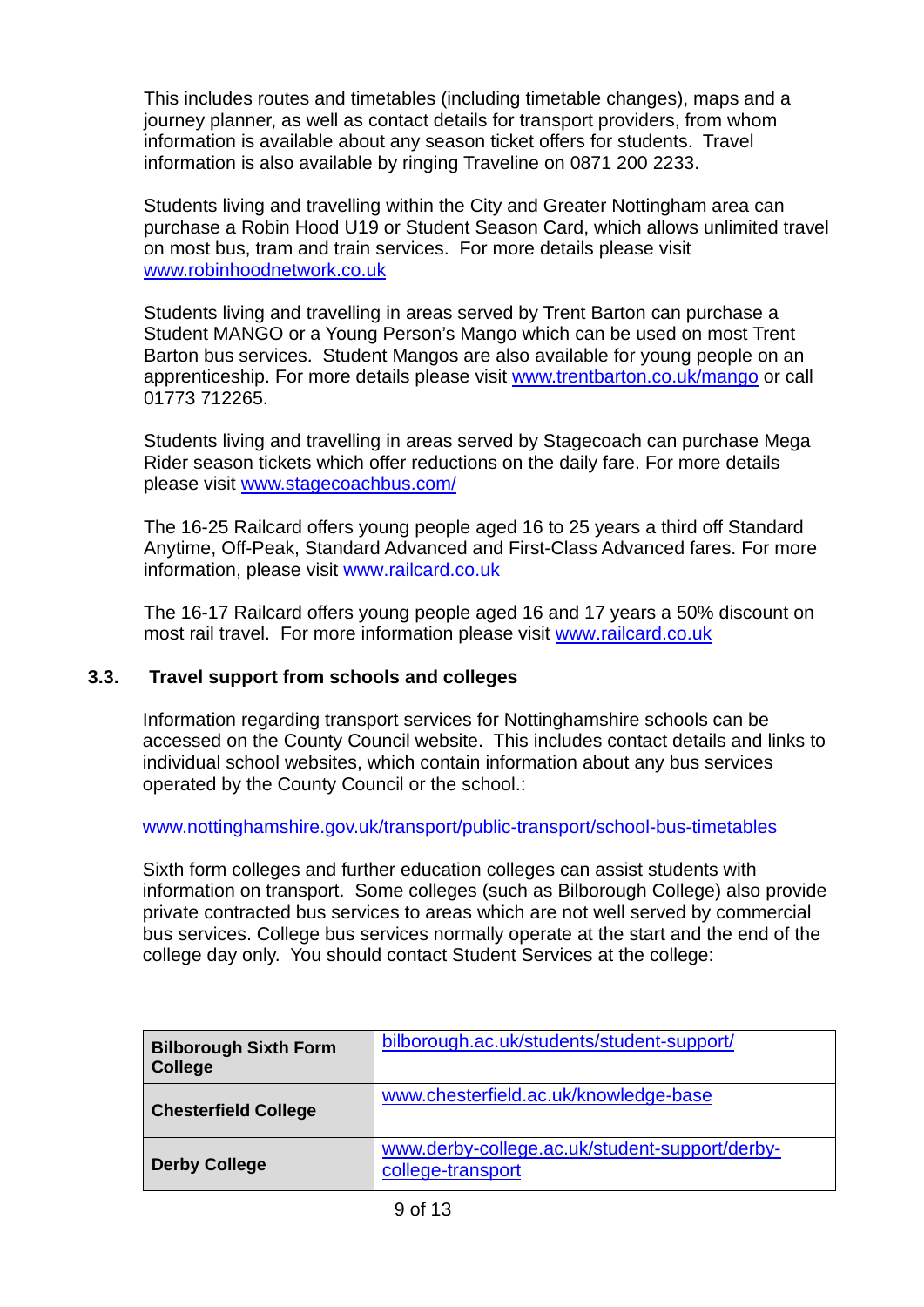This includes routes and timetables (including timetable changes), maps and a journey planner, as well as contact details for transport providers, from whom information is available about any season ticket offers for students. Travel information is also available by ringing Traveline on 0871 200 2233.

Students living and travelling within the City and Greater Nottingham area can purchase a Robin Hood U19 or Student Season Card, which allows unlimited travel on most bus, tram and train services. For more details please visit www.robinhoodnetwork.co.uk

Students living and travelling in areas served by Trent Barton can purchase a Student MANGO or a Young Person's Mango which can be used on most Trent Barton bus services. Student Mangos are also available for young people on an apprenticeship. For more details please visit www.trentbarton.co.uk/mango or call 01773 712265.

Students living and travelling in areas served by Stagecoach can purchase Mega Rider season tickets which offer reductions on the daily fare. For more details please visit www.stagecoachbus.com/

The 16-25 Railcard offers young people aged 16 to 25 years a third off Standard Anytime, Off-Peak, Standard Advanced and First-Class Advanced fares. For more information, please visit www.railcard.co.uk

The 16-17 Railcard offers young people aged 16 and 17 years a 50% discount on most rail travel. For more information please visit www.railcard.co.uk

### 3.3. Travel support from schools and colleges

Information regarding transport services for Nottinghamshire schools can be accessed on the County Council website. This includes contact details and links to individual school websites, which contain information about any bus services operated by the County Council or the school.:

www.nottinghamshire.gov.uk/transport/public-transport/school-bus-timetables

Sixth form colleges and further education colleges can assist students with information on transport. Some colleges (such as Bilborough College) also provide private contracted bus services to areas which are not well served by commercial bus services. College bus services normally operate at the start and the end of the college day only. You should contact Student Services at the college:

| | |
|---|---|
| **Bilborough Sixth Form College** | bilborough.ac.uk/students/student-support/ |
| **Chesterfield College** | www.chesterfield.ac.uk/knowledge-base |
| **Derby College** | www.derby-college.ac.uk/student-support/derby-college-transport |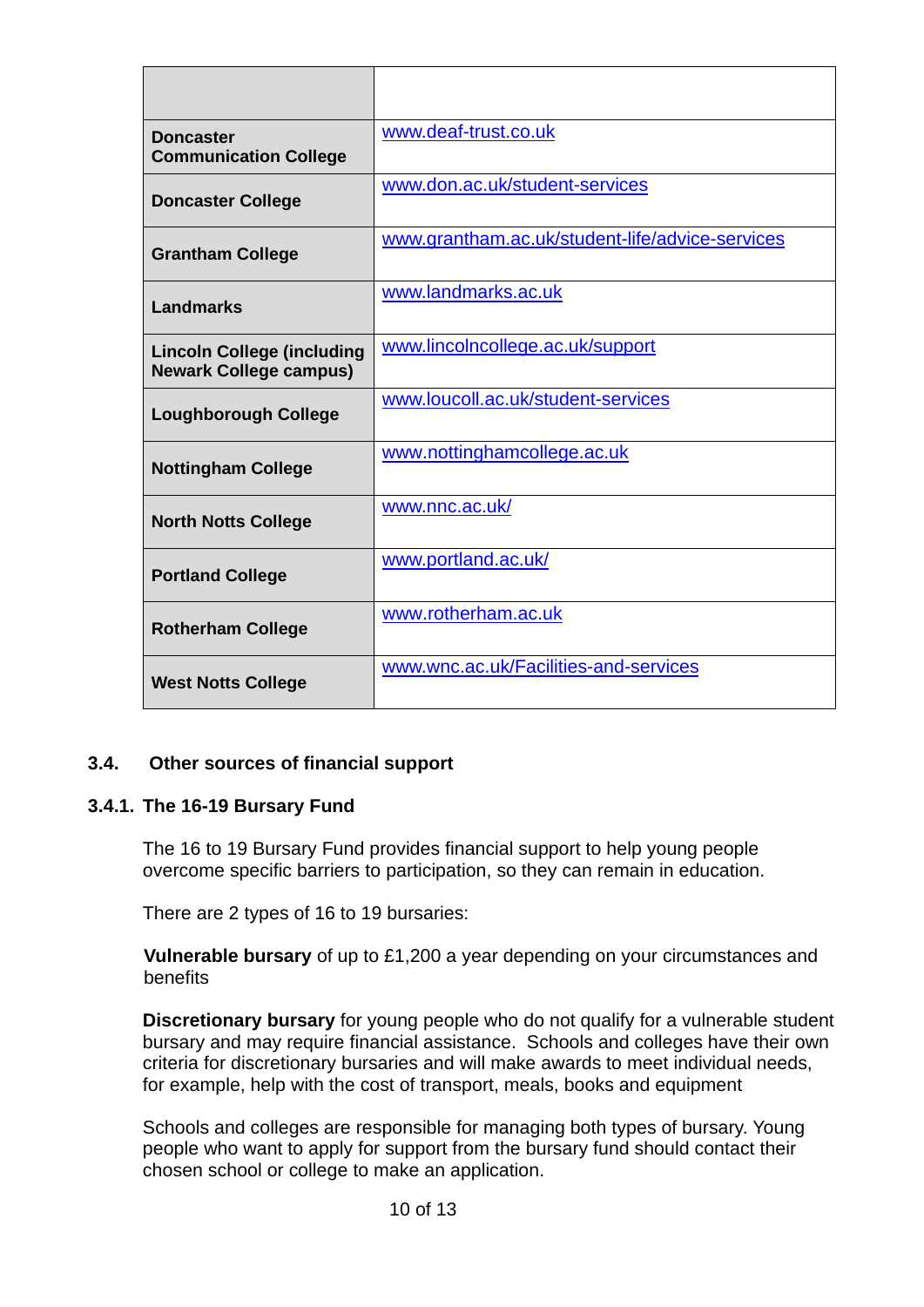| | |
|---|---|
| **Doncaster Communication College** | www.deaf-trust.co.uk |
| **Doncaster College** | www.don.ac.uk/student-services |
| **Grantham College** | www.grantham.ac.uk/student-life/advice-services |
| **Landmarks** | www.landmarks.ac.uk |
| **Lincoln College (including Newark College campus)** | www.lincolncollege.ac.uk/support |
| **Loughborough College** | www.loucoll.ac.uk/student-services |
| **Nottingham College** | www.nottinghamcollege.ac.uk |
| **North Notts College** | www.nnc.ac.uk/ |
| **Portland College** | www.portland.ac.uk/ |
| **Rotherham College** | www.rotherham.ac.uk |
| **West Notts College** | www.wnc.ac.uk/Facilities-and-services |

## 3.4. Other sources of financial support

### 3.4.1. The 16-19 Bursary Fund

The 16 to 19 Bursary Fund provides financial support to help young people overcome specific barriers to participation, so they can remain in education.

There are 2 types of 16 to 19 bursaries:

**Vulnerable bursary** of up to £1,200 a year depending on your circumstances and benefits

**Discretionary bursary** for young people who do not qualify for a vulnerable student bursary and may require financial assistance. Schools and colleges have their own criteria for discretionary bursaries and will make awards to meet individual needs, for example, help with the cost of transport, meals, books and equipment

Schools and colleges are responsible for managing both types of bursary. Young people who want to apply for support from the bursary fund should contact their chosen school or college to make an application.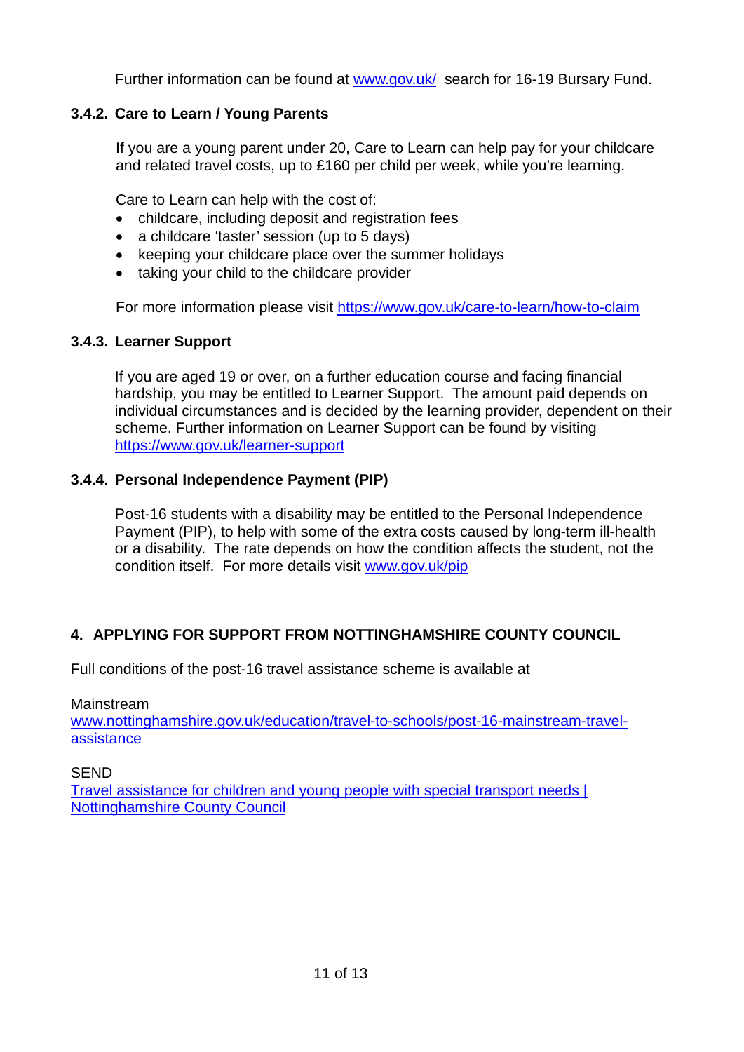Further information can be found at [www.gov.uk/](http://www.gov.uk/) search for 16-19 Bursary Fund.

### 3.4.2. Care to Learn / Young Parents

If you are a young parent under 20, Care to Learn can help pay for your childcare and related travel costs, up to £160 per child per week, while you're learning.

Care to Learn can help with the cost of:

- childcare, including deposit and registration fees
- a childcare 'taster' session (up to 5 days)
- keeping your childcare place over the summer holidays
- taking your child to the childcare provider

For more information please visit [https://www.gov.uk/care-to-learn/how-to-claim](https://www.gov.uk/care-to-learn/how-to-claim)

### 3.4.3. Learner Support

If you are aged 19 or over, on a further education course and facing financial hardship, you may be entitled to Learner Support. The amount paid depends on individual circumstances and is decided by the learning provider, dependent on their scheme. Further information on Learner Support can be found by visiting [https://www.gov.uk/learner-support](https://www.gov.uk/learner-support)

### 3.4.4. Personal Independence Payment (PIP)

Post-16 students with a disability may be entitled to the Personal Independence Payment (PIP), to help with some of the extra costs caused by long-term ill-health or a disability. The rate depends on how the condition affects the student, not the condition itself. For more details visit [www.gov.uk/pip](http://www.gov.uk/pip)

## 4. APPLYING FOR SUPPORT FROM NOTTINGHAMSHIRE COUNTY COUNCIL

Full conditions of the post-16 travel assistance scheme is available at

Mainstream
[www.nottinghamshire.gov.uk/education/travel-to-schools/post-16-mainstream-travel-assistance](http://www.nottinghamshire.gov.uk/education/travel-to-schools/post-16-mainstream-travel-assistance)

SEND
Travel assistance for children and young people with special transport needs | Nottinghamshire County Council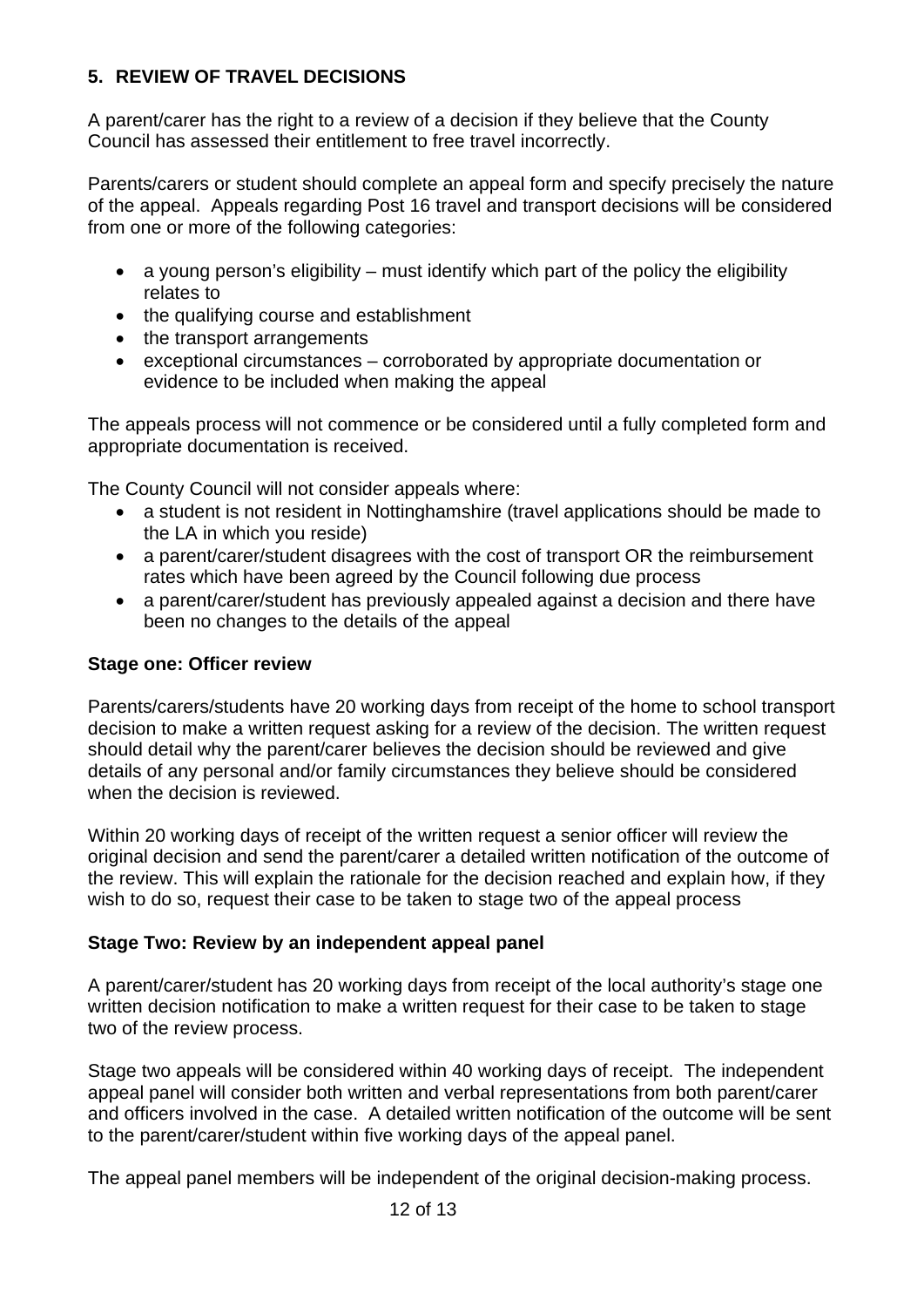## 5. REVIEW OF TRAVEL DECISIONS

A parent/carer has the right to a review of a decision if they believe that the County Council has assessed their entitlement to free travel incorrectly.

Parents/carers or student should complete an appeal form and specify precisely the nature of the appeal. Appeals regarding Post 16 travel and transport decisions will be considered from one or more of the following categories:

- a young person's eligibility – must identify which part of the policy the eligibility relates to
- the qualifying course and establishment
- the transport arrangements
- exceptional circumstances – corroborated by appropriate documentation or evidence to be included when making the appeal

The appeals process will not commence or be considered until a fully completed form and appropriate documentation is received.

The County Council will not consider appeals where:

- a student is not resident in Nottinghamshire (travel applications should be made to the LA in which you reside)
- a parent/carer/student disagrees with the cost of transport OR the reimbursement rates which have been agreed by the Council following due process
- a parent/carer/student has previously appealed against a decision and there have been no changes to the details of the appeal

**Stage one: Officer review**

Parents/carers/students have 20 working days from receipt of the home to school transport decision to make a written request asking for a review of the decision. The written request should detail why the parent/carer believes the decision should be reviewed and give details of any personal and/or family circumstances they believe should be considered when the decision is reviewed.

Within 20 working days of receipt of the written request a senior officer will review the original decision and send the parent/carer a detailed written notification of the outcome of the review. This will explain the rationale for the decision reached and explain how, if they wish to do so, request their case to be taken to stage two of the appeal process

**Stage Two: Review by an independent appeal panel**

A parent/carer/student has 20 working days from receipt of the local authority's stage one written decision notification to make a written request for their case to be taken to stage two of the review process.

Stage two appeals will be considered within 40 working days of receipt. The independent appeal panel will consider both written and verbal representations from both parent/carer and officers involved in the case. A detailed written notification of the outcome will be sent to the parent/carer/student within five working days of the appeal panel.

The appeal panel members will be independent of the original decision-making process.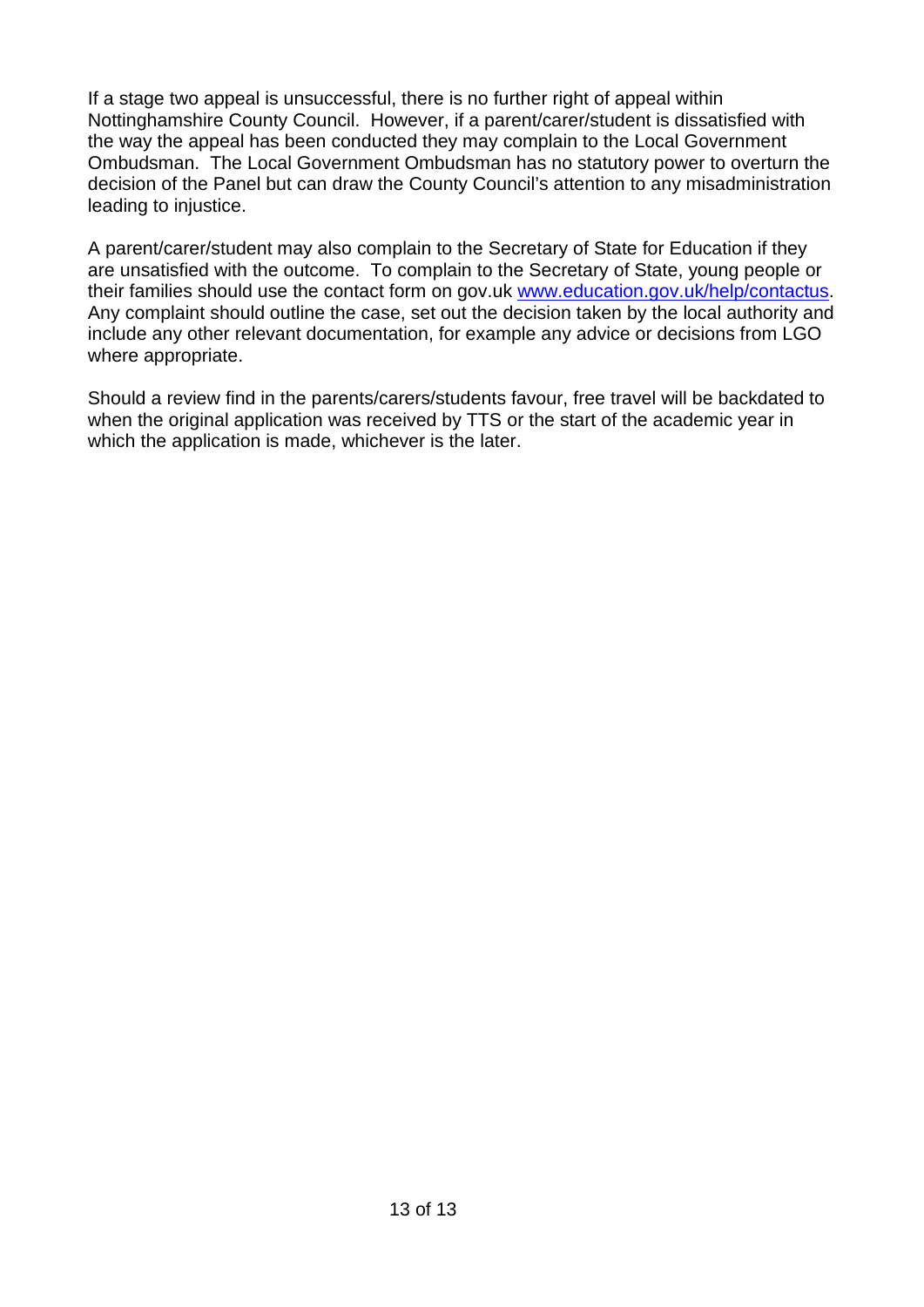If a stage two appeal is unsuccessful, there is no further right of appeal within Nottinghamshire County Council. However, if a parent/carer/student is dissatisfied with the way the appeal has been conducted they may complain to the Local Government Ombudsman. The Local Government Ombudsman has no statutory power to overturn the decision of the Panel but can draw the County Council's attention to any misadministration leading to injustice.

A parent/carer/student may also complain to the Secretary of State for Education if they are unsatisfied with the outcome. To complain to the Secretary of State, young people or their families should use the contact form on gov.uk [www.education.gov.uk/help/contactus](http://www.education.gov.uk/help/contactus). Any complaint should outline the case, set out the decision taken by the local authority and include any other relevant documentation, for example any advice or decisions from LGO where appropriate.

Should a review find in the parents/carers/students favour, free travel will be backdated to when the original application was received by TTS or the start of the academic year in which the application is made, whichever is the later.